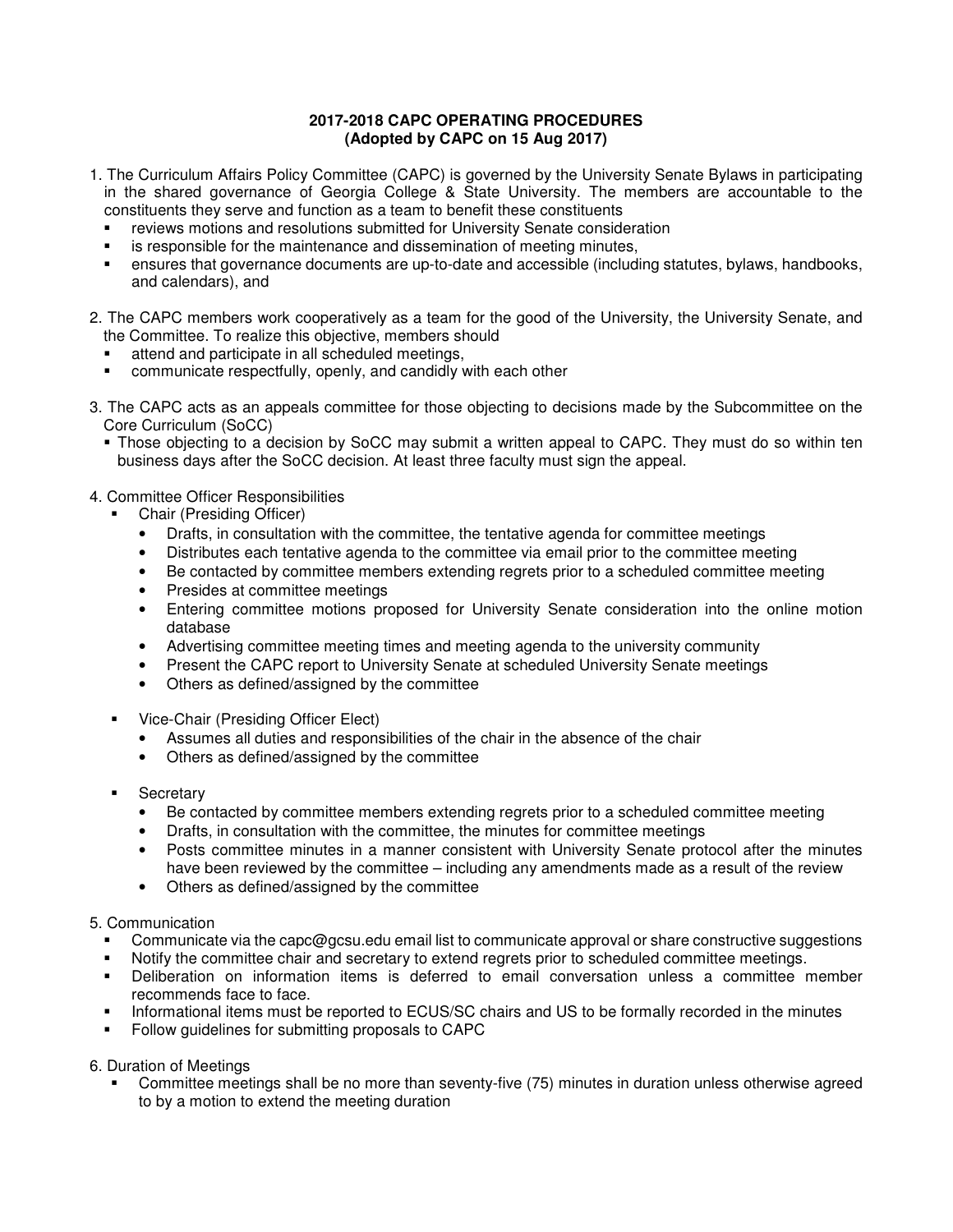**2017-2018 CAPC OPERATING PROCEDURES**
**(Adopted by CAPC on 15 Aug 2017)**

1. The Curriculum Affairs Policy Committee (CAPC) is governed by the University Senate Bylaws in participating in the shared governance of Georgia College & State University. The members are accountable to the constituents they serve and function as a team to benefit these constituents
   - reviews motions and resolutions submitted for University Senate consideration
   - is responsible for the maintenance and dissemination of meeting minutes,
   - ensures that governance documents are up-to-date and accessible (including statutes, bylaws, handbooks, and calendars), and

2. The CAPC members work cooperatively as a team for the good of the University, the University Senate, and the Committee. To realize this objective, members should
   - attend and participate in all scheduled meetings,
   - communicate respectfully, openly, and candidly with each other

3. The CAPC acts as an appeals committee for those objecting to decisions made by the Subcommittee on the Core Curriculum (SoCC)
   - Those objecting to a decision by SoCC may submit a written appeal to CAPC. They must do so within ten business days after the SoCC decision. At least three faculty must sign the appeal.

4. Committee Officer Responsibilities
   - Chair (Presiding Officer)
     - Drafts, in consultation with the committee, the tentative agenda for committee meetings
     - Distributes each tentative agenda to the committee via email prior to the committee meeting
     - Be contacted by committee members extending regrets prior to a scheduled committee meeting
     - Presides at committee meetings
     - Entering committee motions proposed for University Senate consideration into the online motion database
     - Advertising committee meeting times and meeting agenda to the university community
     - Present the CAPC report to University Senate at scheduled University Senate meetings
     - Others as defined/assigned by the committee
   - Vice-Chair (Presiding Officer Elect)
     - Assumes all duties and responsibilities of the chair in the absence of the chair
     - Others as defined/assigned by the committee
   - Secretary
     - Be contacted by committee members extending regrets prior to a scheduled committee meeting
     - Drafts, in consultation with the committee, the minutes for committee meetings
     - Posts committee minutes in a manner consistent with University Senate protocol after the minutes have been reviewed by the committee – including any amendments made as a result of the review
     - Others as defined/assigned by the committee

5. Communication
   - Communicate via the capc@gcsu.edu email list to communicate approval or share constructive suggestions
   - Notify the committee chair and secretary to extend regrets prior to scheduled committee meetings.
   - Deliberation on information items is deferred to email conversation unless a committee member recommends face to face.
   - Informational items must be reported to ECUS/SC chairs and US to be formally recorded in the minutes
   - Follow guidelines for submitting proposals to CAPC

6. Duration of Meetings
   - Committee meetings shall be no more than seventy-five (75) minutes in duration unless otherwise agreed to by a motion to extend the meeting duration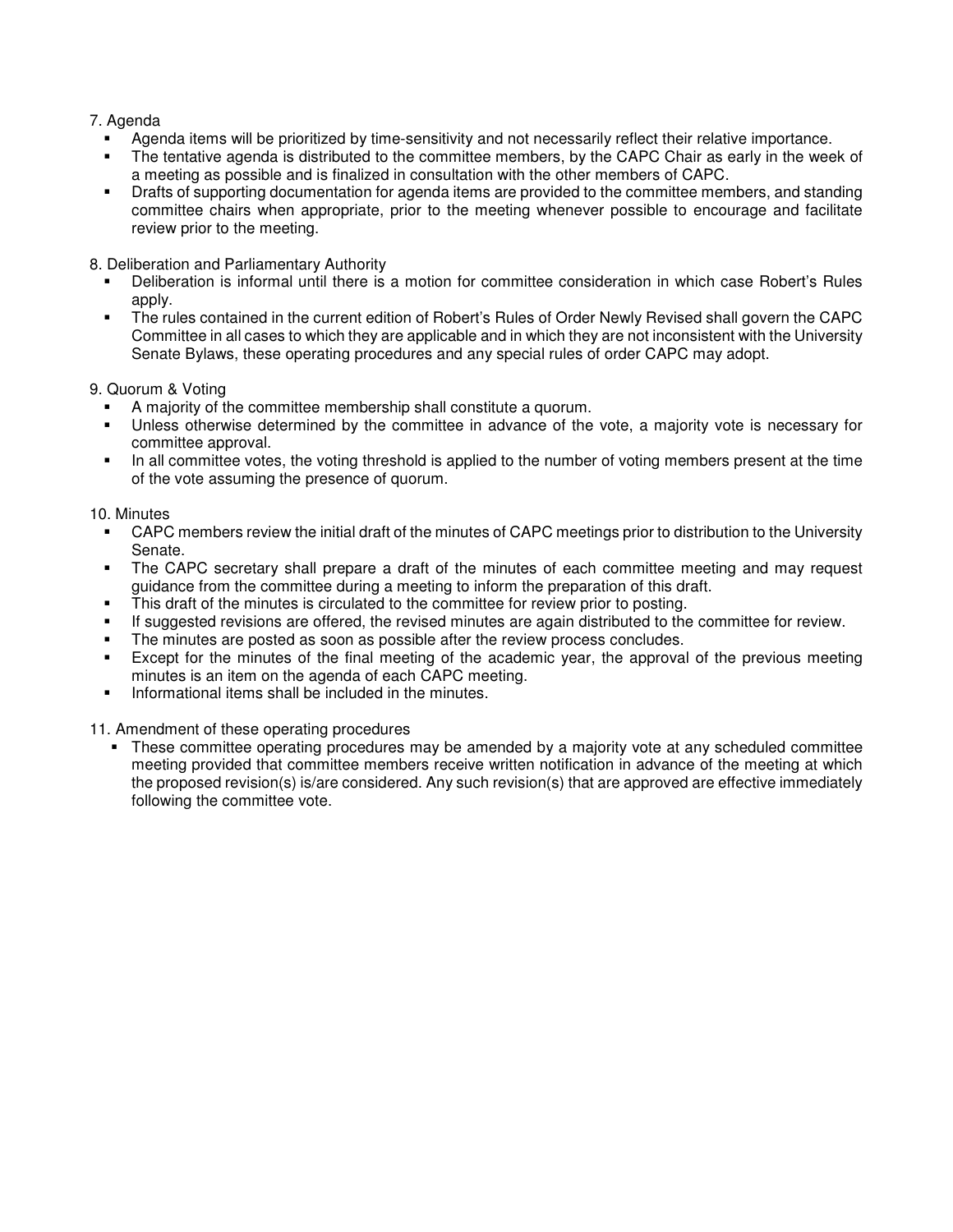7. Agenda

- Agenda items will be prioritized by time-sensitivity and not necessarily reflect their relative importance.
- The tentative agenda is distributed to the committee members, by the CAPC Chair as early in the week of a meeting as possible and is finalized in consultation with the other members of CAPC.
- Drafts of supporting documentation for agenda items are provided to the committee members, and standing committee chairs when appropriate, prior to the meeting whenever possible to encourage and facilitate review prior to the meeting.

8. Deliberation and Parliamentary Authority

- Deliberation is informal until there is a motion for committee consideration in which case Robert's Rules apply.
- The rules contained in the current edition of Robert's Rules of Order Newly Revised shall govern the CAPC Committee in all cases to which they are applicable and in which they are not inconsistent with the University Senate Bylaws, these operating procedures and any special rules of order CAPC may adopt.

9. Quorum & Voting

- A majority of the committee membership shall constitute a quorum.
- Unless otherwise determined by the committee in advance of the vote, a majority vote is necessary for committee approval.
- In all committee votes, the voting threshold is applied to the number of voting members present at the time of the vote assuming the presence of quorum.

10. Minutes

- CAPC members review the initial draft of the minutes of CAPC meetings prior to distribution to the University Senate.
- The CAPC secretary shall prepare a draft of the minutes of each committee meeting and may request guidance from the committee during a meeting to inform the preparation of this draft.
- This draft of the minutes is circulated to the committee for review prior to posting.
- If suggested revisions are offered, the revised minutes are again distributed to the committee for review.
- The minutes are posted as soon as possible after the review process concludes.
- Except for the minutes of the final meeting of the academic year, the approval of the previous meeting minutes is an item on the agenda of each CAPC meeting.
- Informational items shall be included in the minutes.

11. Amendment of these operating procedures

- These committee operating procedures may be amended by a majority vote at any scheduled committee meeting provided that committee members receive written notification in advance of the meeting at which the proposed revision(s) is/are considered. Any such revision(s) that are approved are effective immediately following the committee vote.